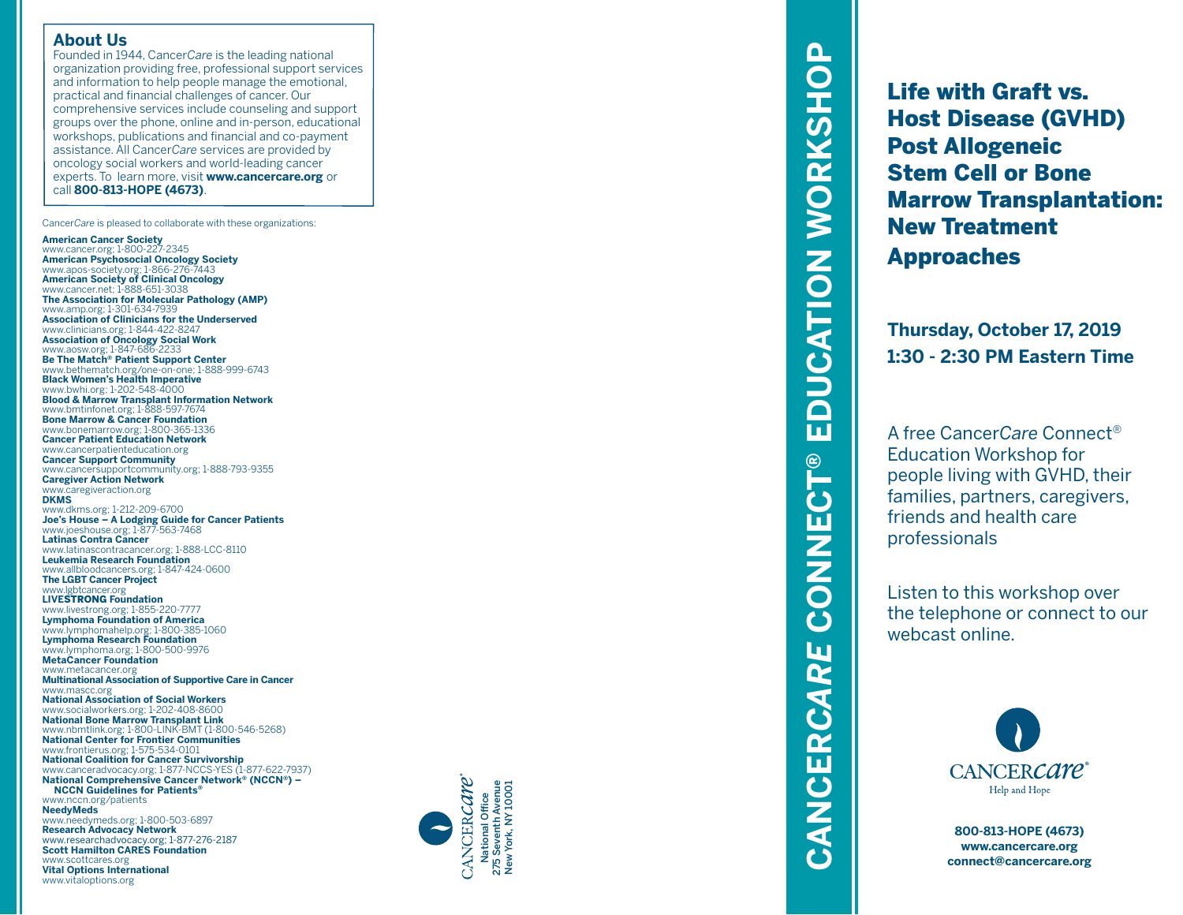## About Us

Founded in 1944, Cancer*Care* is the leading national organization providing free, professional support services and information to help people manage the emotional, practical and financial challenges of cancer. Our comprehensive services include counseling and support groups over the phone, online and in-person, educational workshops, publications and financial and co-payment assistance. All Cancer*Care* services are provided by oncology social workers and world-leading cancer experts. To learn more, visit **www.cancercare.org** or call **800-813-HOPE (4673)**.

Cancer*Care* is pleased to collaborate with these organizations:

**American Cancer Society**
www.cancer.org; 1-800-227-2345
**American Psychosocial Oncology Society**
www.apos-society.org; 1-866-276-7443
**American Society of Clinical Oncology**
www.cancer.net; 1-888-651-3038
**The Association for Molecular Pathology (AMP)**
www.amp.org; 1-301-634-7939
**Association of Clinicians for the Underserved**
www.clinicians.org; 1-844-422-8247
**Association of Oncology Social Work**
www.aosw.org; 1-847-686-2233
**Be The Match® Patient Support Center**
www.bethematch.org/one-on-one; 1-888-999-6743
**Black Women's Health Imperative**
www.bwhi.org; 1-202-548-4000
**Blood & Marrow Transplant Information Network**
www.bmtinfonet.org; 1-888-597-7674
**Bone Marrow & Cancer Foundation**
www.bonemarrow.org; 1-800-365-1336
**Cancer Patient Education Network**
www.cancerpatienteducation.org
**Cancer Support Community**
www.cancersupportcommunity.org; 1-888-793-9355
**Caregiver Action Network**
www.caregiveraction.org
**DKMS**
www.dkms.org; 1-212-209-6700
**Joe's House – A Lodging Guide for Cancer Patients**
www.joeshouse.org; 1-877-563-7468
**Latinas Contra Cancer**
www.latinascontracancer.org; 1-888-LCC-8110
**Leukemia Research Foundation**
www.allbloodcancers.org; 1-847-424-0600
**The LGBT Cancer Project**
www.lgbtcancer.org
**LIVESTRONG Foundation**
www.livestrong.org; 1-855-220-7777
**Lymphoma Foundation of America**
www.lymphomahelp.org; 1-800-385-1060
**Lymphoma Research Foundation**
www.lymphoma.org; 1-800-500-9976
**MetaCancer Foundation**
www.metacancer.org
**Multinational Association of Supportive Care in Cancer**
www.mascc.org
**National Association of Social Workers**
www.socialworkers.org; 1-202-408-8600
**National Bone Marrow Transplant Link**
www.nbmtlink.org; 1-800-LINK-BMT (1-800-546-5268)
**National Center for Frontier Communities**
www.frontierus.org; 1-575-534-0101
**National Coalition for Cancer Survivorship**
www.canceradvocacy.org; 1-877-NCCS-YES (1-877-622-7937)
**National Comprehensive Cancer Network® (NCCN®) – NCCN Guidelines for Patients®**
www.nccn.org/patients
**NeedyMeds**
www.needymeds.org; 1-800-503-6897
**Research Advocacy Network**
www.researchadvocacy.org; 1-877-276-2187
**Scott Hamilton CARES Foundation**
www.scottcares.org
**Vital Options International**
www.vitaloptions.org

CANCERCARE®
National Office
275 Seventh Avenue
New York, NY 10001

# CANCERCARE CONNECT® EDUCATION WORKSHOP

# Life with Graft vs. Host Disease (GVHD) Post Allogeneic Stem Cell or Bone Marrow Transplantation: New Treatment Approaches

**Thursday, October 17, 2019**
**1:30 - 2:30 PM Eastern Time**

A free Cancer*Care* Connect® Education Workshop for people living with GVHD, their families, partners, caregivers, friends and health care professionals

Listen to this workshop over the telephone or connect to our webcast online.

CANCERCARE®
Help and Hope

**800-813-HOPE (4673)**
**www.cancercare.org**
**connect@cancercare.org**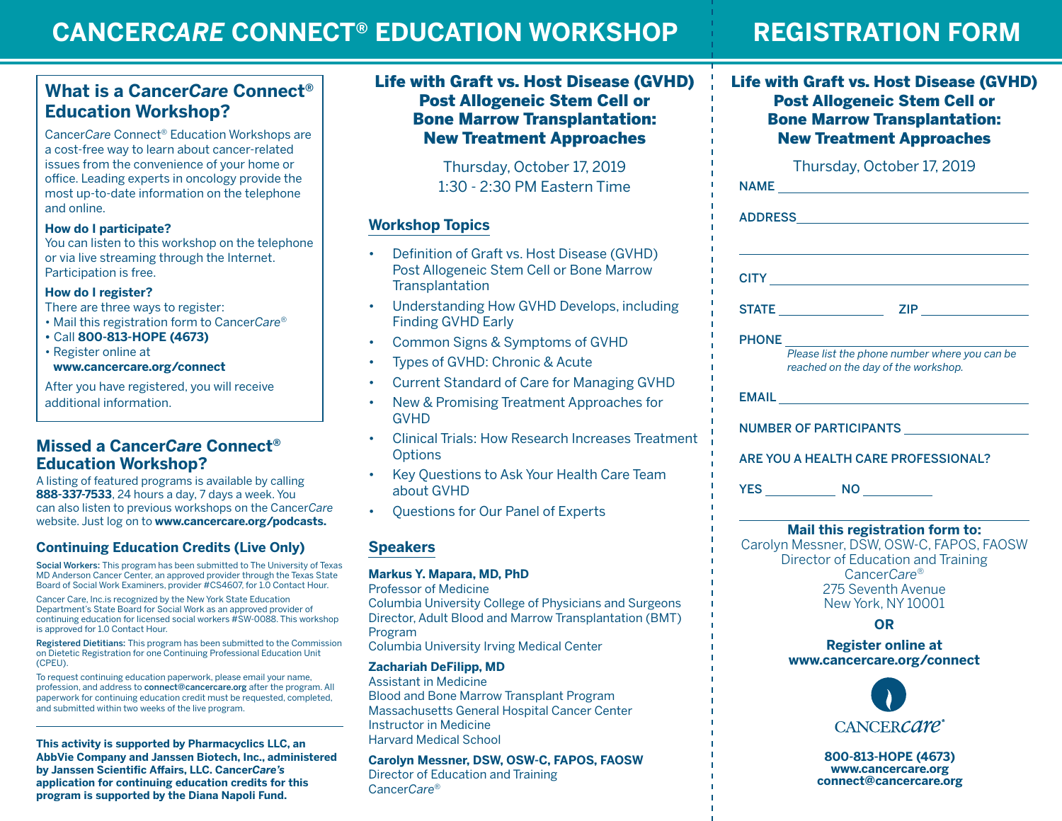# CANCER*CARE* CONNECT® EDUCATION WORKSHOP

## What is a Cancer*Care* Connect® Education Workshop?

Cancer*Care* Connect® Education Workshops are a cost-free way to learn about cancer-related issues from the convenience of your home or office. Leading experts in oncology provide the most up-to-date information on the telephone and online.

**How do I participate?**

You can listen to this workshop on the telephone or via live streaming through the Internet. Participation is free.

**How do I register?**

There are three ways to register:

- Mail this registration form to Cancer*Care*®
- Call **800-813-HOPE (4673)**
- Register online at **www.cancercare.org/connect**

After you have registered, you will receive additional information.

## Missed a Cancer*Care* Connect® Education Workshop?

A listing of featured programs is available by calling **888-337-7533**, 24 hours a day, 7 days a week. You can also listen to previous workshops on the Cancer*Care* website. Just log on to **www.cancercare.org/podcasts.**

### Continuing Education Credits (Live Only)

**Social Workers:** This program has been submitted to The University of Texas MD Anderson Cancer Center, an approved provider through the Texas State Board of Social Work Examiners, provider #CS4607, for 1.0 Contact Hour.

Cancer Care, Inc.is recognized by the New York State Education Department's State Board for Social Work as an approved provider of continuing education for licensed social workers #SW-0088. This workshop is approved for 1.0 Contact Hour.

**Registered Dietitians:** This program has been submitted to the Commission on Dietetic Registration for one Continuing Professional Education Unit (CPEU).

To request continuing education paperwork, please email your name, profession, and address to **connect@cancercare.org** after the program. All paperwork for continuing education credit must be requested, completed, and submitted within two weeks of the live program.

**This activity is supported by Pharmacyclics LLC, an AbbVie Company and Janssen Biotech, Inc., administered by Janssen Scientific Affairs, LLC. Cancer*Care's* application for continuing education credits for this program is supported by the Diana Napoli Fund.**

## Life with Graft vs. Host Disease (GVHD) Post Allogeneic Stem Cell or Bone Marrow Transplantation: New Treatment Approaches

Thursday, October 17, 2019
1:30 - 2:30 PM Eastern Time

### Workshop Topics

- Definition of Graft vs. Host Disease (GVHD) Post Allogeneic Stem Cell or Bone Marrow Transplantation
- Understanding How GVHD Develops, including Finding GVHD Early
- Common Signs & Symptoms of GVHD
- Types of GVHD: Chronic & Acute
- Current Standard of Care for Managing GVHD
- New & Promising Treatment Approaches for GVHD
- Clinical Trials: How Research Increases Treatment Options
- Key Questions to Ask Your Health Care Team about GVHD
- Questions for Our Panel of Experts

### Speakers

**Markus Y. Mapara, MD, PhD**
Professor of Medicine
Columbia University College of Physicians and Surgeons
Director, Adult Blood and Marrow Transplantation (BMT) Program
Columbia University Irving Medical Center

**Zachariah DeFilipp, MD**
Assistant in Medicine
Blood and Bone Marrow Transplant Program
Massachusetts General Hospital Cancer Center
Instructor in Medicine
Harvard Medical School

**Carolyn Messner, DSW, OSW-C, FAPOS, FAOSW**
Director of Education and Training
Cancer*Care*®

# REGISTRATION FORM

## Life with Graft vs. Host Disease (GVHD) Post Allogeneic Stem Cell or Bone Marrow Transplantation: New Treatment Approaches

Thursday, October 17, 2019

NAME ______________________

ADDRESS ______________________

______________________

CITY ______________________

STATE ____________ ZIP ____________

PHONE ______________________
*Please list the phone number where you can be reached on the day of the workshop.*

EMAIL ______________________

NUMBER OF PARTICIPANTS ____________

ARE YOU A HEALTH CARE PROFESSIONAL?

YES ________ NO ________

**Mail this registration form to:**
Carolyn Messner, DSW, OSW-C, FAPOS, FAOSW
Director of Education and Training
Cancer*Care*®
275 Seventh Avenue
New York, NY 10001

**OR**

**Register online at www.cancercare.org/connect**

CANCER*care*®

**800-813-HOPE (4673)**
**www.cancercare.org**
**connect@cancercare.org**